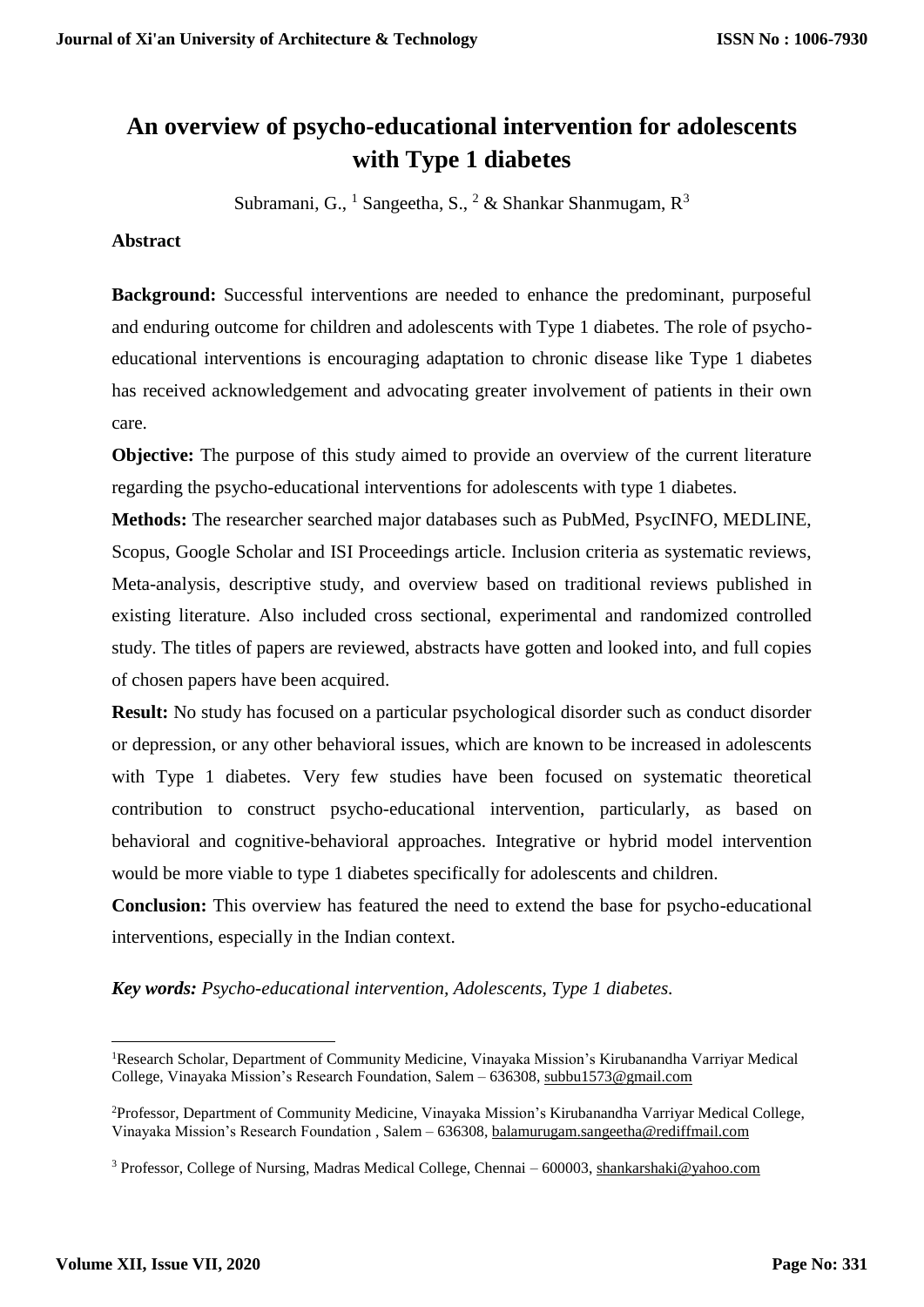# An overview of psycho-educational intervention for adolescents with Type 1 diabetes

Subramani, G., [1] Sangeetha, S., [2] & Shankar Shanmugam, R[3]

## Abstract

**Background:** Successful interventions are needed to enhance the predominant, purposeful and enduring outcome for children and adolescents with Type 1 diabetes. The role of psycho-educational interventions is encouraging adaptation to chronic disease like Type 1 diabetes has received acknowledgement and advocating greater involvement of patients in their own care.

**Objective:** The purpose of this study aimed to provide an overview of the current literature regarding the psycho-educational interventions for adolescents with type 1 diabetes.

**Methods:** The researcher searched major databases such as PubMed, PsycINFO, MEDLINE, Scopus, Google Scholar and ISI Proceedings article. Inclusion criteria as systematic reviews, Meta-analysis, descriptive study, and overview based on traditional reviews published in existing literature. Also included cross sectional, experimental and randomized controlled study. The titles of papers are reviewed, abstracts have gotten and looked into, and full copies of chosen papers have been acquired.

**Result:** No study has focused on a particular psychological disorder such as conduct disorder or depression, or any other behavioral issues, which are known to be increased in adolescents with Type 1 diabetes. Very few studies have been focused on systematic theoretical contribution to construct psycho-educational intervention, particularly, as based on behavioral and cognitive-behavioral approaches. Integrative or hybrid model intervention would be more viable to type 1 diabetes specifically for adolescents and children.

**Conclusion:** This overview has featured the need to extend the base for psycho-educational interventions, especially in the Indian context.

***Key words:*** *Psycho-educational intervention, Adolescents, Type 1 diabetes.*

---

[1] Research Scholar, Department of Community Medicine, Vinayaka Mission's Kirubanandha Varriyar Medical College, Vinayaka Mission's Research Foundation, Salem – 636308, subbu1573@gmail.com

[2] Professor, Department of Community Medicine, Vinayaka Mission's Kirubanandha Varriyar Medical College, Vinayaka Mission's Research Foundation , Salem – 636308, balamurugam.sangeetha@rediffmail.com

[3] Professor, College of Nursing, Madras Medical College, Chennai – 600003, shankarshaki@yahoo.com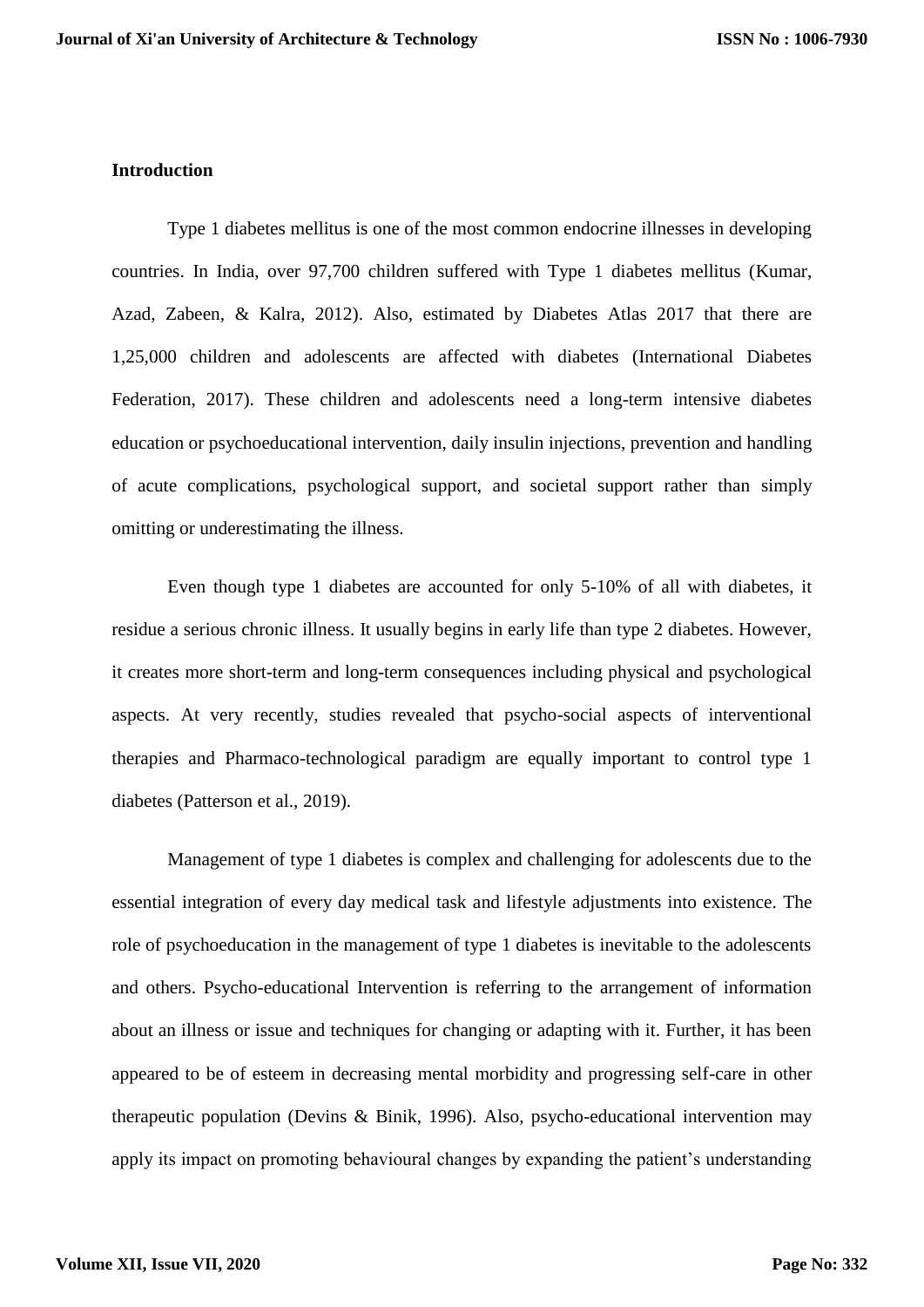## Introduction

Type 1 diabetes mellitus is one of the most common endocrine illnesses in developing countries. In India, over 97,700 children suffered with Type 1 diabetes mellitus (Kumar, Azad, Zabeen, & Kalra, 2012). Also, estimated by Diabetes Atlas 2017 that there are 1,25,000 children and adolescents are affected with diabetes (International Diabetes Federation, 2017). These children and adolescents need a long-term intensive diabetes education or psychoeducational intervention, daily insulin injections, prevention and handling of acute complications, psychological support, and societal support rather than simply omitting or underestimating the illness.

Even though type 1 diabetes are accounted for only 5-10% of all with diabetes, it residue a serious chronic illness. It usually begins in early life than type 2 diabetes. However, it creates more short-term and long-term consequences including physical and psychological aspects. At very recently, studies revealed that psycho-social aspects of interventional therapies and Pharmaco-technological paradigm are equally important to control type 1 diabetes (Patterson et al., 2019).

Management of type 1 diabetes is complex and challenging for adolescents due to the essential integration of every day medical task and lifestyle adjustments into existence. The role of psychoeducation in the management of type 1 diabetes is inevitable to the adolescents and others. Psycho-educational Intervention is referring to the arrangement of information about an illness or issue and techniques for changing or adapting with it. Further, it has been appeared to be of esteem in decreasing mental morbidity and progressing self-care in other therapeutic population (Devins & Binik, 1996). Also, psycho-educational intervention may apply its impact on promoting behavioural changes by expanding the patient's understanding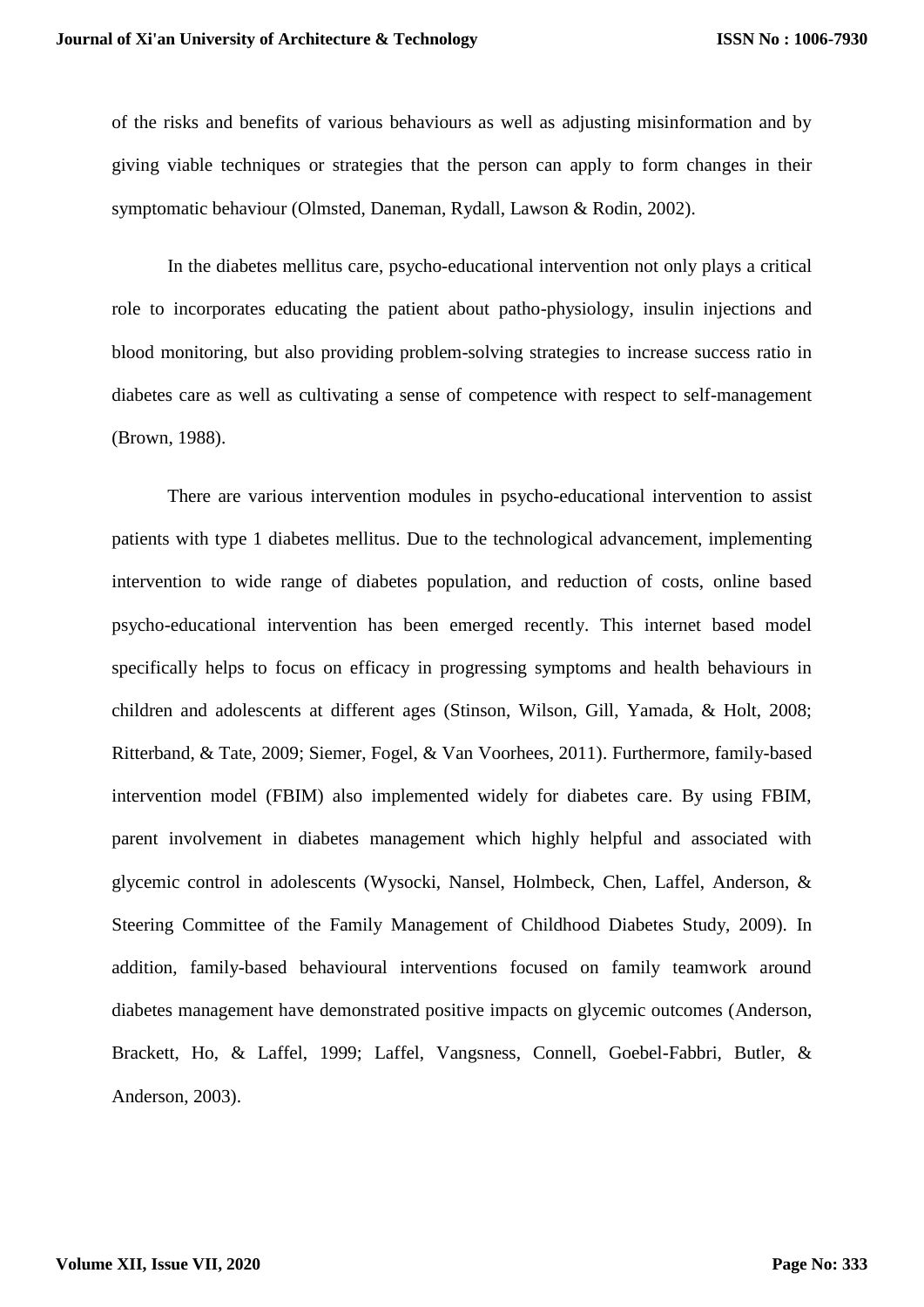of the risks and benefits of various behaviours as well as adjusting misinformation and by giving viable techniques or strategies that the person can apply to form changes in their symptomatic behaviour (Olmsted, Daneman, Rydall, Lawson & Rodin, 2002).

In the diabetes mellitus care, psycho-educational intervention not only plays a critical role to incorporates educating the patient about patho-physiology, insulin injections and blood monitoring, but also providing problem-solving strategies to increase success ratio in diabetes care as well as cultivating a sense of competence with respect to self-management (Brown, 1988).

There are various intervention modules in psycho-educational intervention to assist patients with type 1 diabetes mellitus. Due to the technological advancement, implementing intervention to wide range of diabetes population, and reduction of costs, online based psycho-educational intervention has been emerged recently. This internet based model specifically helps to focus on efficacy in progressing symptoms and health behaviours in children and adolescents at different ages (Stinson, Wilson, Gill, Yamada, & Holt, 2008; Ritterband, & Tate, 2009; Siemer, Fogel, & Van Voorhees, 2011). Furthermore, family-based intervention model (FBIM) also implemented widely for diabetes care. By using FBIM, parent involvement in diabetes management which highly helpful and associated with glycemic control in adolescents (Wysocki, Nansel, Holmbeck, Chen, Laffel, Anderson, & Steering Committee of the Family Management of Childhood Diabetes Study, 2009). In addition, family-based behavioural interventions focused on family teamwork around diabetes management have demonstrated positive impacts on glycemic outcomes (Anderson, Brackett, Ho, & Laffel, 1999; Laffel, Vangsness, Connell, Goebel-Fabbri, Butler, & Anderson, 2003).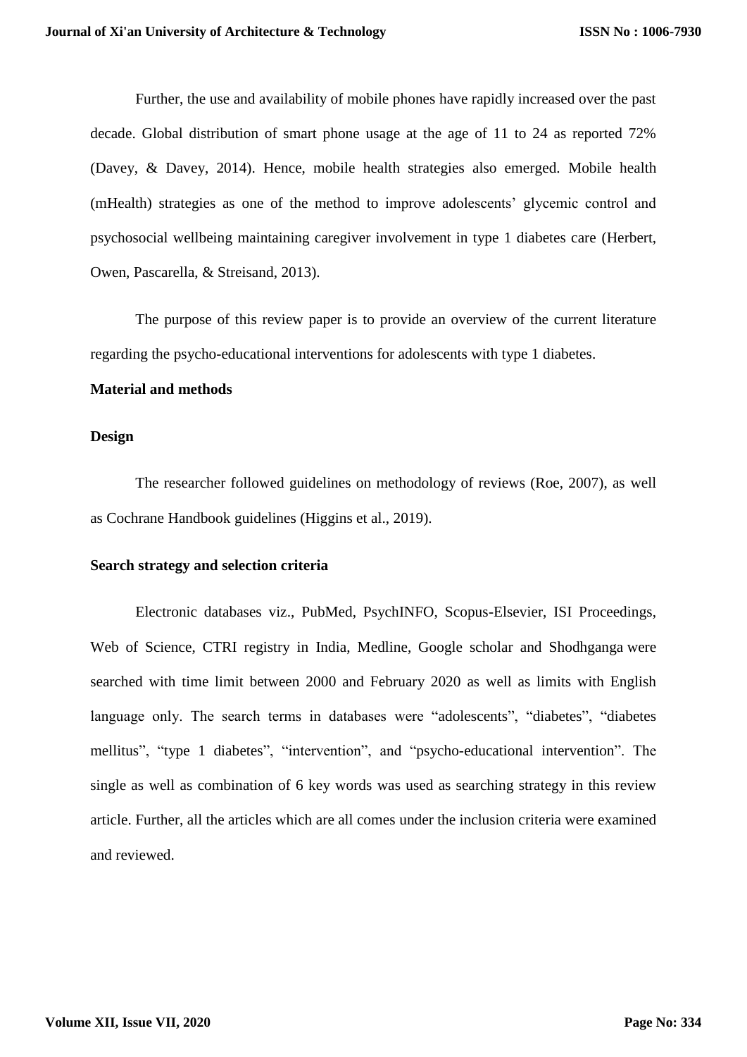Further, the use and availability of mobile phones have rapidly increased over the past decade. Global distribution of smart phone usage at the age of 11 to 24 as reported 72% (Davey, & Davey, 2014). Hence, mobile health strategies also emerged. Mobile health (mHealth) strategies as one of the method to improve adolescents' glycemic control and psychosocial wellbeing maintaining caregiver involvement in type 1 diabetes care (Herbert, Owen, Pascarella, & Streisand, 2013).

The purpose of this review paper is to provide an overview of the current literature regarding the psycho-educational interventions for adolescents with type 1 diabetes.

## Material and methods

### Design

The researcher followed guidelines on methodology of reviews (Roe, 2007), as well as Cochrane Handbook guidelines (Higgins et al., 2019).

### Search strategy and selection criteria

Electronic databases viz., PubMed, PsychINFO, Scopus-Elsevier, ISI Proceedings, Web of Science, CTRI registry in India, Medline, Google scholar and Shodhganga were searched with time limit between 2000 and February 2020 as well as limits with English language only. The search terms in databases were "adolescents", "diabetes", "diabetes mellitus", "type 1 diabetes", "intervention", and "psycho-educational intervention". The single as well as combination of 6 key words was used as searching strategy in this review article. Further, all the articles which are all comes under the inclusion criteria were examined and reviewed.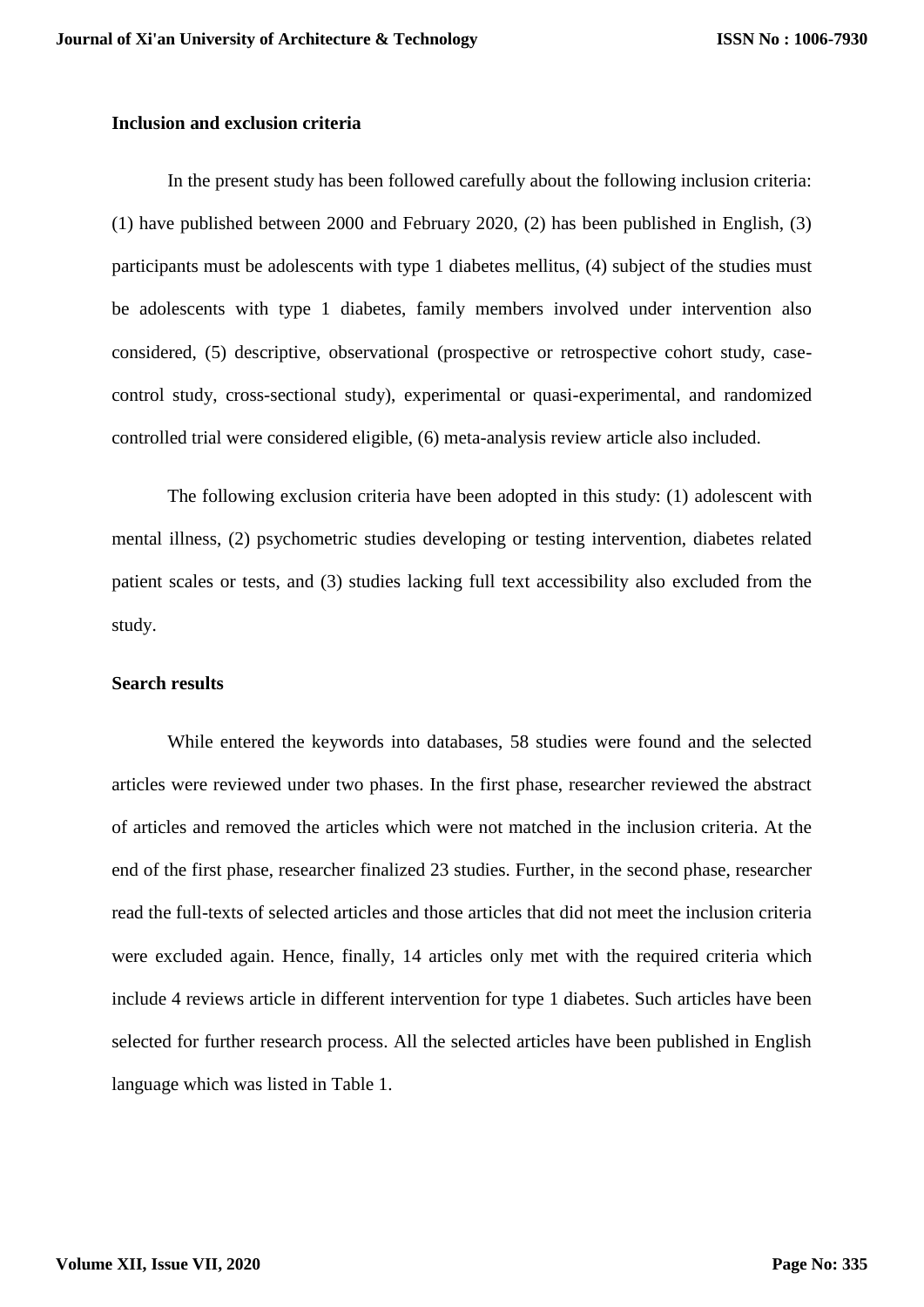**Inclusion and exclusion criteria**

In the present study has been followed carefully about the following inclusion criteria: (1) have published between 2000 and February 2020, (2) has been published in English, (3) participants must be adolescents with type 1 diabetes mellitus, (4) subject of the studies must be adolescents with type 1 diabetes, family members involved under intervention also considered, (5) descriptive, observational (prospective or retrospective cohort study, case-control study, cross-sectional study), experimental or quasi-experimental, and randomized controlled trial were considered eligible, (6) meta-analysis review article also included.

The following exclusion criteria have been adopted in this study: (1) adolescent with mental illness, (2) psychometric studies developing or testing intervention, diabetes related patient scales or tests, and (3) studies lacking full text accessibility also excluded from the study.

**Search results**

While entered the keywords into databases, 58 studies were found and the selected articles were reviewed under two phases. In the first phase, researcher reviewed the abstract of articles and removed the articles which were not matched in the inclusion criteria. At the end of the first phase, researcher finalized 23 studies. Further, in the second phase, researcher read the full-texts of selected articles and those articles that did not meet the inclusion criteria were excluded again. Hence, finally, 14 articles only met with the required criteria which include 4 reviews article in different intervention for type 1 diabetes. Such articles have been selected for further research process. All the selected articles have been published in English language which was listed in Table 1.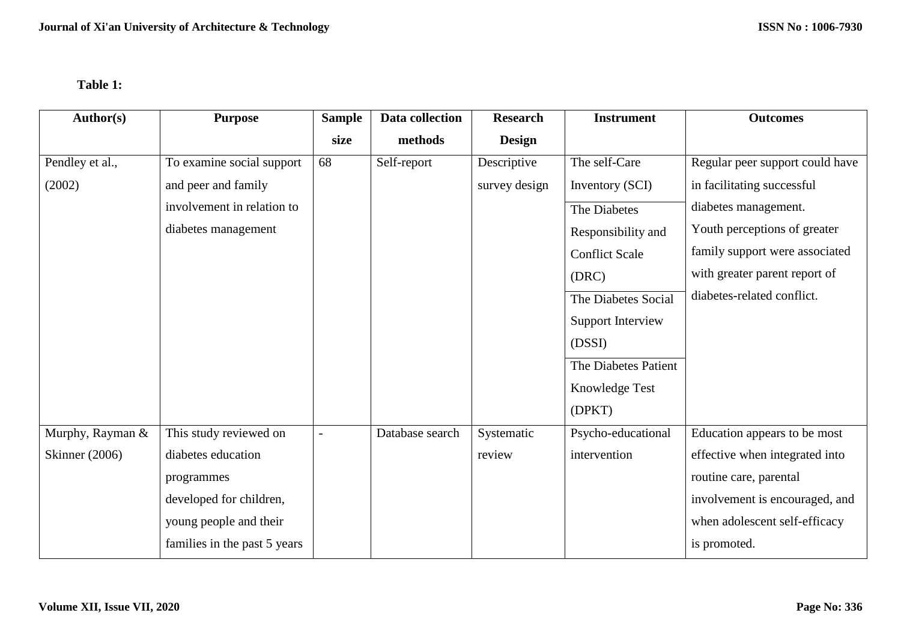**Table 1:**

| Author(s) | Purpose | Sample size | Data collection methods | Research Design | Instrument | Outcomes |
|---|---|---|---|---|---|---|
| Pendley et al., (2002) | To examine social support and peer and family involvement in relation to diabetes management | 68 | Self-report | Descriptive survey design | The self-Care Inventory (SCI)<br>The Diabetes Responsibility and Conflict Scale (DRC)<br>The Diabetes Social Support Interview (DSSI)<br>The Diabetes Patient Knowledge Test (DPKT) | Regular peer support could have in facilitating successful diabetes management.<br>Youth perceptions of greater family support were associated with greater parent report of diabetes-related conflict. |
| Murphy, Rayman & Skinner (2006) | This study reviewed on diabetes education programmes developed for children, young people and their families in the past 5 years | - | Database search | Systematic review | Psycho-educational intervention | Education appears to be most effective when integrated into routine care, parental involvement is encouraged, and when adolescent self-efficacy is promoted. |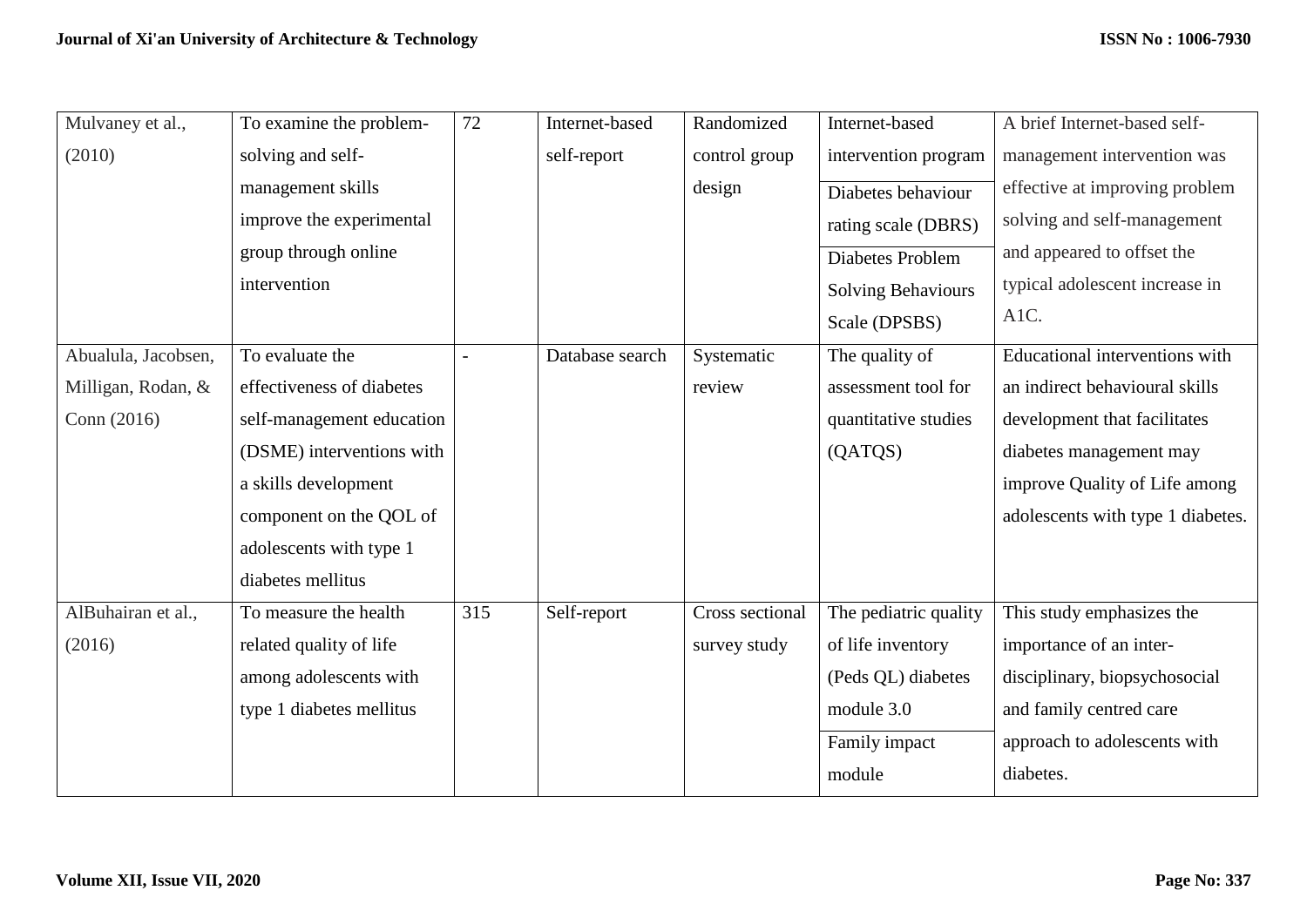| Mulvaney et al., (2010) | To examine the problem-solving and self-management skills improve the experimental group through online intervention | 72 | Internet-based self-report | Randomized control group design | Internet-based intervention program<br>Diabetes behaviour rating scale (DBRS)<br>Diabetes Problem Solving Behaviours Scale (DPSBS) | A brief Internet-based self-management intervention was effective at improving problem solving and self-management and appeared to offset the typical adolescent increase in A1C. |
|---|---|---|---|---|---|---|
| Abualula, Jacobsen, Milligan, Rodan, & Conn (2016) | To evaluate the effectiveness of diabetes self-management education (DSME) interventions with a skills development component on the QOL of adolescents with type 1 diabetes mellitus | - | Database search | Systematic review | The quality of assessment tool for quantitative studies (QATQS) | Educational interventions with an indirect behavioural skills development that facilitates diabetes management may improve Quality of Life among adolescents with type 1 diabetes. |
| AlBuhairan et al., (2016) | To measure the health related quality of life among adolescents with type 1 diabetes mellitus | 315 | Self-report | Cross sectional survey study | The pediatric quality of life inventory (Peds QL) diabetes module 3.0<br>Family impact module | This study emphasizes the importance of an inter-disciplinary, biopsychosocial and family centred care approach to adolescents with diabetes. |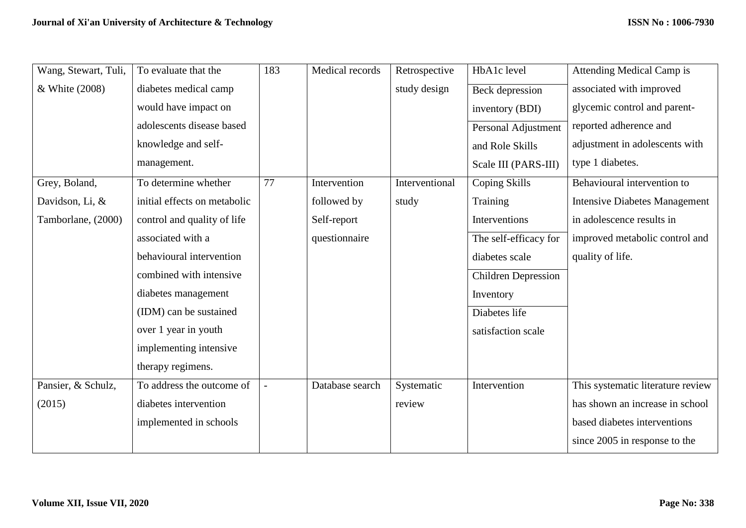| | | | | | | |
|---|---|---|---|---|---|---|
| Wang, Stewart, Tuli, & White (2008) | To evaluate that the diabetes medical camp would have impact on adolescents disease based knowledge and self-management. | 183 | Medical records | Retrospective study design | HbA1c level<br>Beck depression inventory (BDI)<br>Personal Adjustment and Role Skills Scale III (PARS-III) | Attending Medical Camp is associated with improved glycemic control and parent-reported adherence and adjustment in adolescents with type 1 diabetes. |
| Grey, Boland, Davidson, Li, & Tamborlane, (2000) | To determine whether initial effects on metabolic control and quality of life associated with a behavioural intervention combined with intensive diabetes management (IDM) can be sustained over 1 year in youth implementing intensive therapy regimens. | 77 | Intervention followed by Self-report questionnaire | Interventional study | Coping Skills Training Interventions<br>The self-efficacy for diabetes scale<br>Children Depression Inventory<br>Diabetes life satisfaction scale | Behavioural intervention to Intensive Diabetes Management in adolescence results in improved metabolic control and quality of life. |
| Pansier, & Schulz, (2015) | To address the outcome of diabetes intervention implemented in schools | - | Database search | Systematic review | Intervention | This systematic literature review has shown an increase in school based diabetes interventions since 2005 in response to the |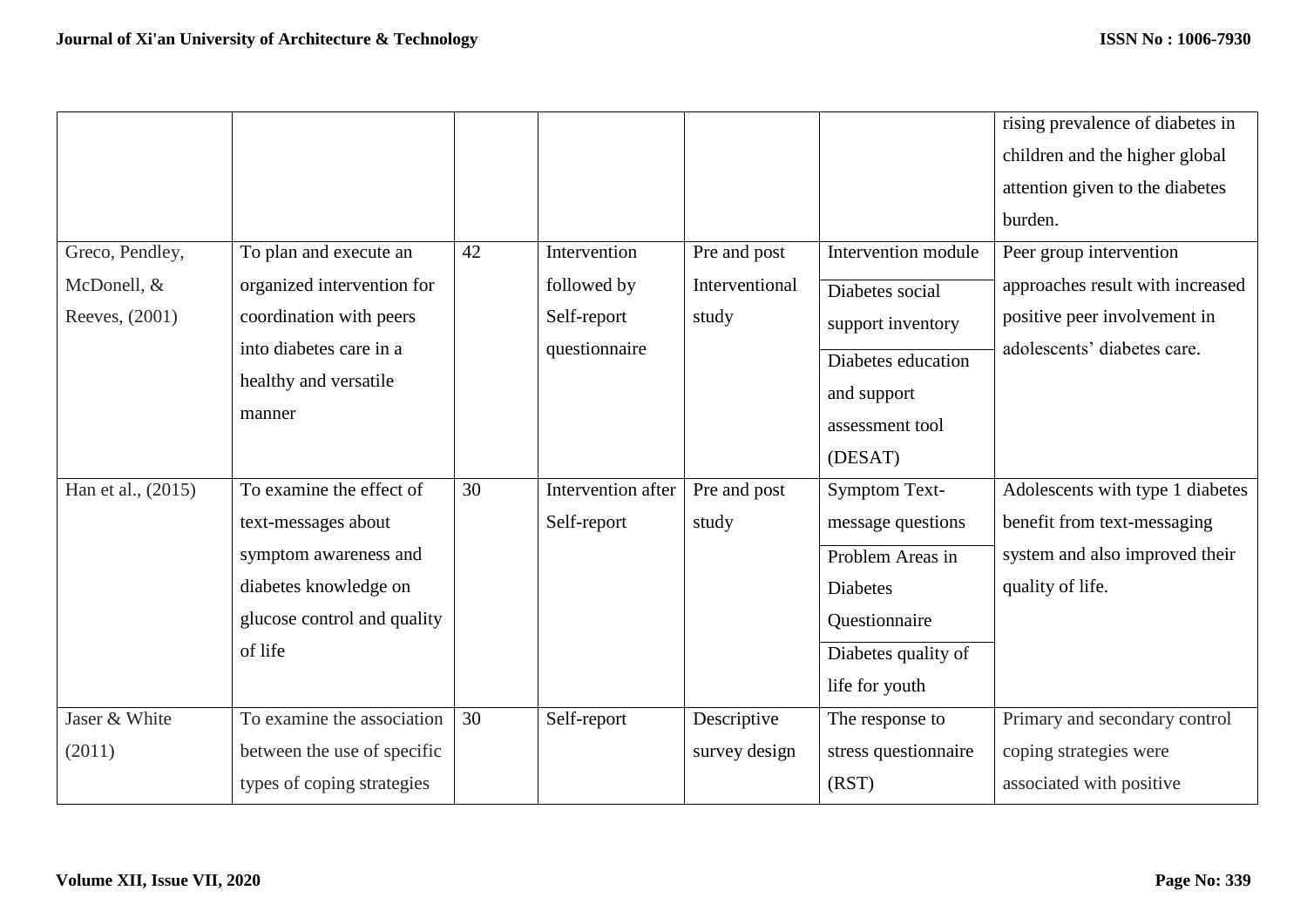| | | | | | | |
|---|---|---|---|---|---|---|
| | | | | | | rising prevalence of diabetes in children and the higher global attention given to the diabetes burden. |
| Greco, Pendley, McDonell, & Reeves, (2001) | To plan and execute an organized intervention for coordination with peers into diabetes care in a healthy and versatile manner | 42 | Intervention followed by Self-report questionnaire | Pre and post Interventional study | Intervention module<br>Diabetes social support inventory<br>Diabetes education and support assessment tool (DESAT) | Peer group intervention approaches result with increased positive peer involvement in adolescents' diabetes care. |
| Han et al., (2015) | To examine the effect of text-messages about symptom awareness and diabetes knowledge on glucose control and quality of life | 30 | Intervention after Self-report | Pre and post study | Symptom Text-message questions<br>Problem Areas in Diabetes Questionnaire<br>Diabetes quality of life for youth | Adolescents with type 1 diabetes benefit from text-messaging system and also improved their quality of life. |
| Jaser & White (2011) | To examine the association between the use of specific types of coping strategies | 30 | Self-report | Descriptive survey design | The response to stress questionnaire (RST) | Primary and secondary control coping strategies were associated with positive |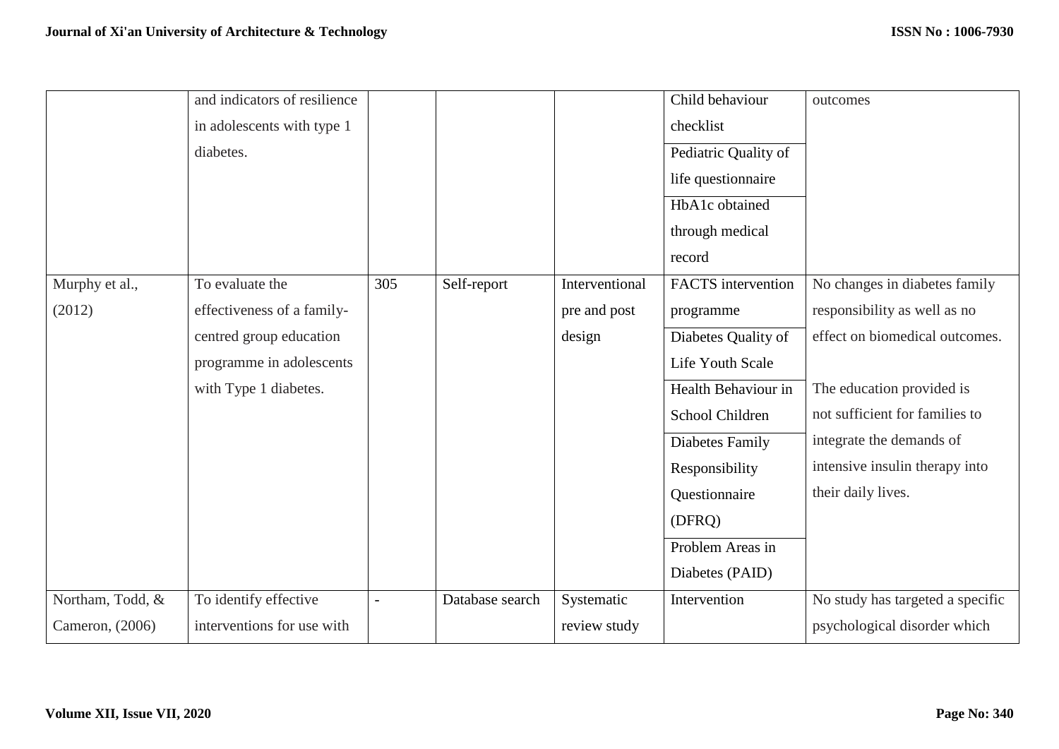|  |  |  |  |  |  |  |
|---|---|---|---|---|---|---|
|  | and indicators of resilience in adolescents with type 1 diabetes. |  |  |  | Child behaviour checklist<br>Pediatric Quality of life questionnaire<br>HbA1c obtained through medical record | outcomes |
| Murphy et al., (2012) | To evaluate the effectiveness of a family-centred group education programme in adolescents with Type 1 diabetes. | 305 | Self-report | Interventional pre and post design | FACTS intervention programme<br>Diabetes Quality of Life Youth Scale<br>Health Behaviour in School Children<br>Diabetes Family Responsibility Questionnaire (DFRQ)<br>Problem Areas in Diabetes (PAID) | No changes in diabetes family responsibility as well as no effect on biomedical outcomes.<br><br>The education provided is not sufficient for families to integrate the demands of intensive insulin therapy into their daily lives. |
| Northam, Todd, & Cameron, (2006) | To identify effective interventions for use with | - | Database search | Systematic review study | Intervention | No study has targeted a specific psychological disorder which |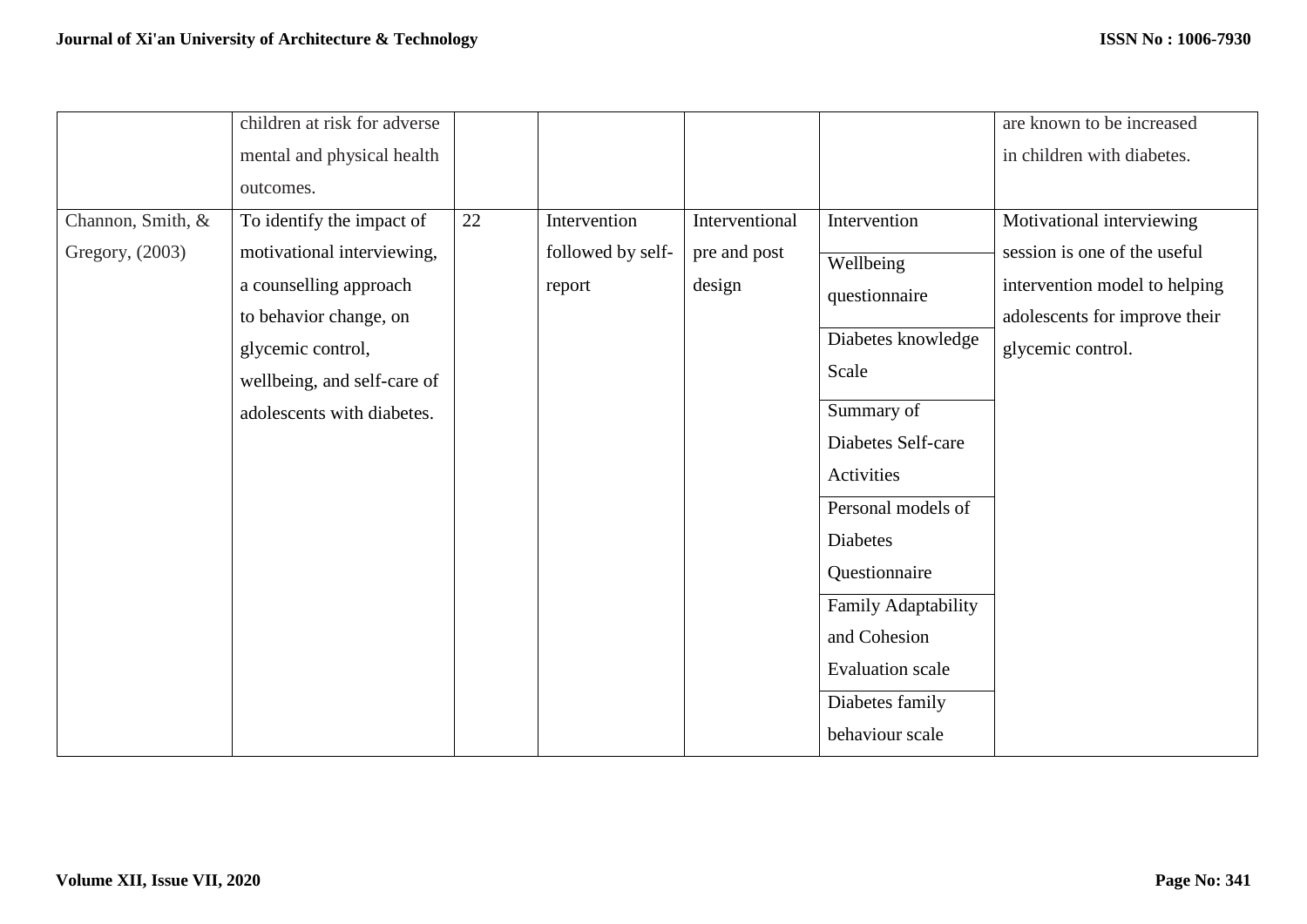| | | | | | | |
|---|---|---|---|---|---|---|
| | children at risk for adverse mental and physical health outcomes. | | | | | are known to be increased in children with diabetes. |
| Channon, Smith, & Gregory, (2003) | To identify the impact of motivational interviewing, a counselling approach to behavior change, on glycemic control, wellbeing, and self-care of adolescents with diabetes. | 22 | Intervention followed by self-report | Interventional pre and post design | Intervention<br>Wellbeing questionnaire<br>Diabetes knowledge Scale<br>Summary of Diabetes Self-care Activities<br>Personal models of Diabetes Questionnaire<br>Family Adaptability and Cohesion Evaluation scale<br>Diabetes family behaviour scale | Motivational interviewing session is one of the useful intervention model to helping adolescents for improve their glycemic control. |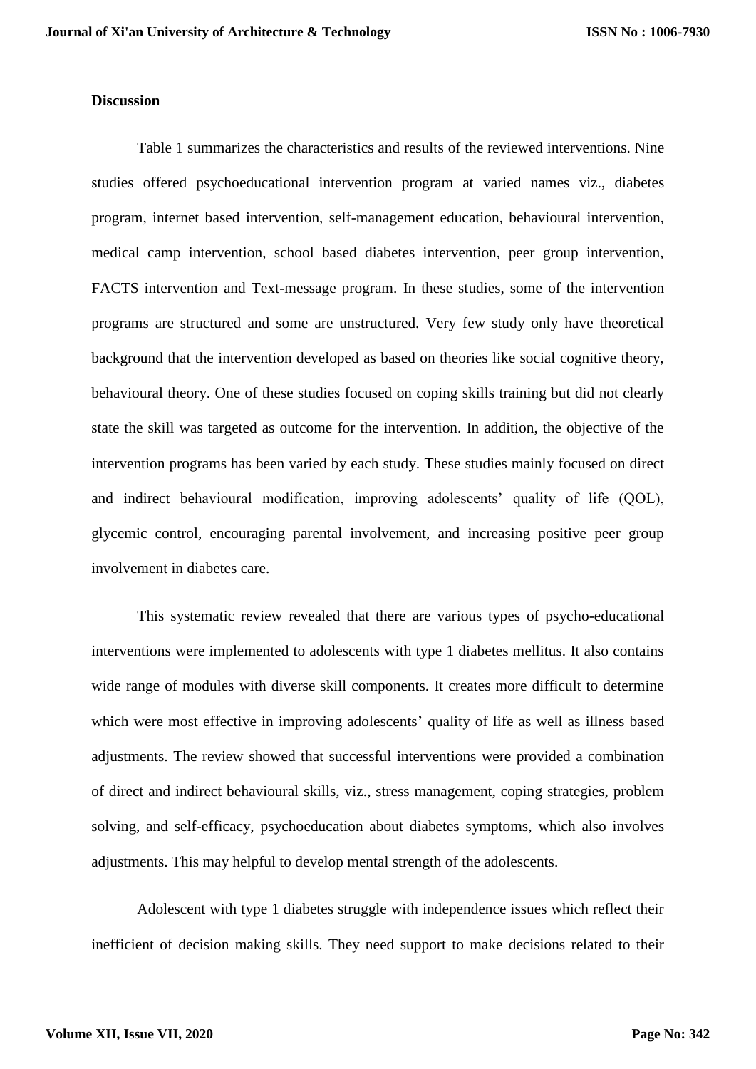## Discussion

Table 1 summarizes the characteristics and results of the reviewed interventions. Nine studies offered psychoeducational intervention program at varied names viz., diabetes program, internet based intervention, self-management education, behavioural intervention, medical camp intervention, school based diabetes intervention, peer group intervention, FACTS intervention and Text-message program. In these studies, some of the intervention programs are structured and some are unstructured. Very few study only have theoretical background that the intervention developed as based on theories like social cognitive theory, behavioural theory. One of these studies focused on coping skills training but did not clearly state the skill was targeted as outcome for the intervention. In addition, the objective of the intervention programs has been varied by each study. These studies mainly focused on direct and indirect behavioural modification, improving adolescents' quality of life (QOL), glycemic control, encouraging parental involvement, and increasing positive peer group involvement in diabetes care.

This systematic review revealed that there are various types of psycho-educational interventions were implemented to adolescents with type 1 diabetes mellitus. It also contains wide range of modules with diverse skill components. It creates more difficult to determine which were most effective in improving adolescents' quality of life as well as illness based adjustments. The review showed that successful interventions were provided a combination of direct and indirect behavioural skills, viz., stress management, coping strategies, problem solving, and self-efficacy, psychoeducation about diabetes symptoms, which also involves adjustments. This may helpful to develop mental strength of the adolescents.

Adolescent with type 1 diabetes struggle with independence issues which reflect their inefficient of decision making skills. They need support to make decisions related to their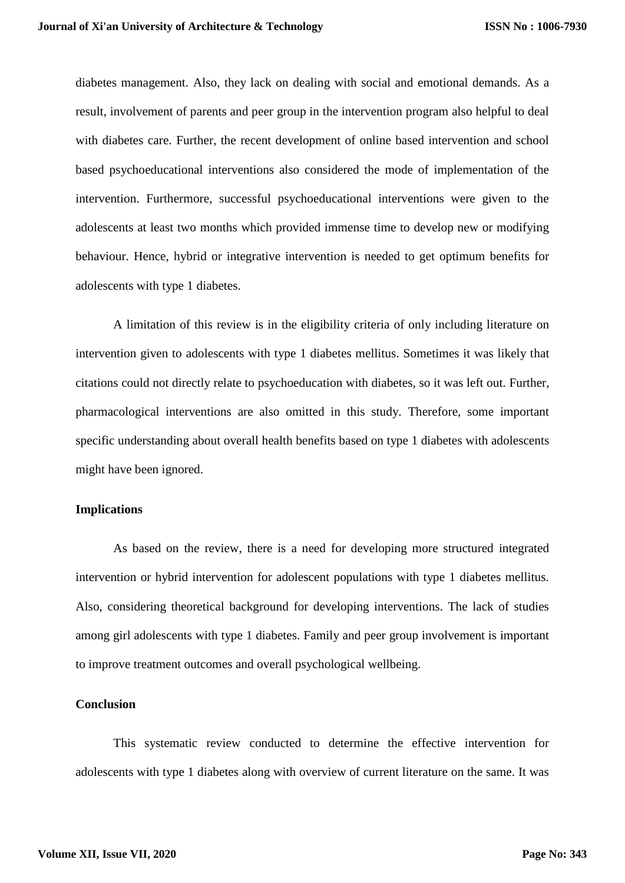diabetes management. Also, they lack on dealing with social and emotional demands. As a result, involvement of parents and peer group in the intervention program also helpful to deal with diabetes care. Further, the recent development of online based intervention and school based psychoeducational interventions also considered the mode of implementation of the intervention. Furthermore, successful psychoeducational interventions were given to the adolescents at least two months which provided immense time to develop new or modifying behaviour. Hence, hybrid or integrative intervention is needed to get optimum benefits for adolescents with type 1 diabetes.

A limitation of this review is in the eligibility criteria of only including literature on intervention given to adolescents with type 1 diabetes mellitus. Sometimes it was likely that citations could not directly relate to psychoeducation with diabetes, so it was left out. Further, pharmacological interventions are also omitted in this study. Therefore, some important specific understanding about overall health benefits based on type 1 diabetes with adolescents might have been ignored.

**Implications**

As based on the review, there is a need for developing more structured integrated intervention or hybrid intervention for adolescent populations with type 1 diabetes mellitus. Also, considering theoretical background for developing interventions. The lack of studies among girl adolescents with type 1 diabetes. Family and peer group involvement is important to improve treatment outcomes and overall psychological wellbeing.

**Conclusion**

This systematic review conducted to determine the effective intervention for adolescents with type 1 diabetes along with overview of current literature on the same. It was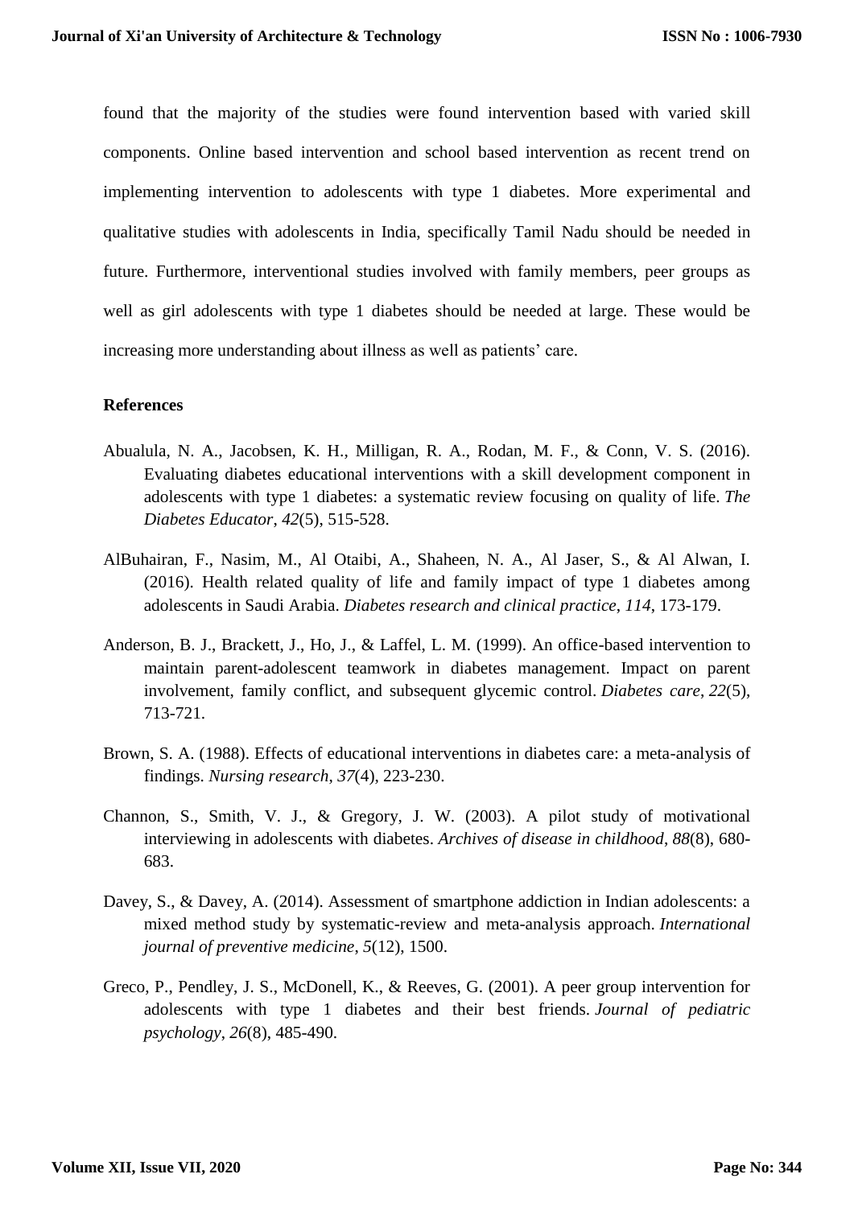found that the majority of the studies were found intervention based with varied skill components. Online based intervention and school based intervention as recent trend on implementing intervention to adolescents with type 1 diabetes. More experimental and qualitative studies with adolescents in India, specifically Tamil Nadu should be needed in future. Furthermore, interventional studies involved with family members, peer groups as well as girl adolescents with type 1 diabetes should be needed at large. These would be increasing more understanding about illness as well as patients' care.

**References**

Abualula, N. A., Jacobsen, K. H., Milligan, R. A., Rodan, M. F., & Conn, V. S. (2016). Evaluating diabetes educational interventions with a skill development component in adolescents with type 1 diabetes: a systematic review focusing on quality of life. *The Diabetes Educator*, *42*(5), 515-528.

AlBuhairan, F., Nasim, M., Al Otaibi, A., Shaheen, N. A., Al Jaser, S., & Al Alwan, I. (2016). Health related quality of life and family impact of type 1 diabetes among adolescents in Saudi Arabia. *Diabetes research and clinical practice*, *114*, 173-179.

Anderson, B. J., Brackett, J., Ho, J., & Laffel, L. M. (1999). An office-based intervention to maintain parent-adolescent teamwork in diabetes management. Impact on parent involvement, family conflict, and subsequent glycemic control. *Diabetes care*, *22*(5), 713-721.

Brown, S. A. (1988). Effects of educational interventions in diabetes care: a meta-analysis of findings. *Nursing research*, *37*(4), 223-230.

Channon, S., Smith, V. J., & Gregory, J. W. (2003). A pilot study of motivational interviewing in adolescents with diabetes. *Archives of disease in childhood*, *88*(8), 680-683.

Davey, S., & Davey, A. (2014). Assessment of smartphone addiction in Indian adolescents: a mixed method study by systematic-review and meta-analysis approach. *International journal of preventive medicine*, *5*(12), 1500.

Greco, P., Pendley, J. S., McDonell, K., & Reeves, G. (2001). A peer group intervention for adolescents with type 1 diabetes and their best friends. *Journal of pediatric psychology*, *26*(8), 485-490.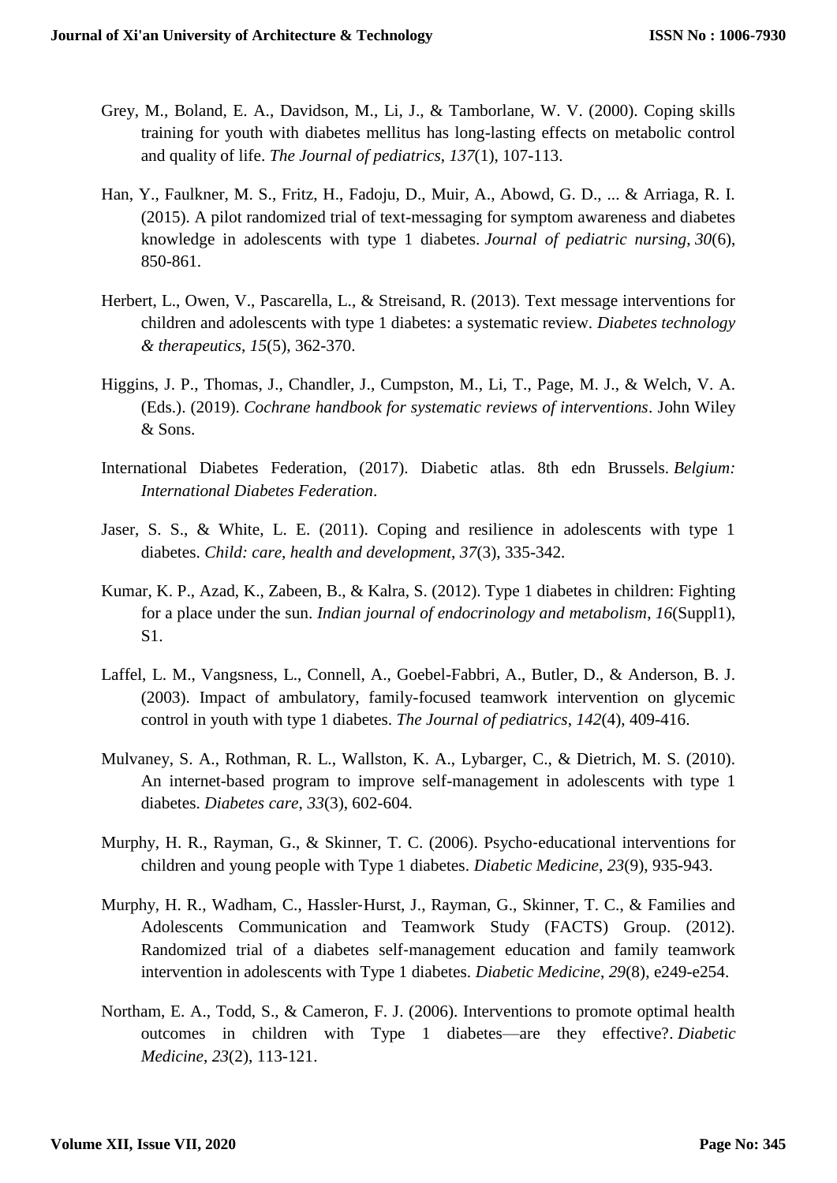Grey, M., Boland, E. A., Davidson, M., Li, J., & Tamborlane, W. V. (2000). Coping skills training for youth with diabetes mellitus has long-lasting effects on metabolic control and quality of life. *The Journal of pediatrics*, *137*(1), 107-113.

Han, Y., Faulkner, M. S., Fritz, H., Fadoju, D., Muir, A., Abowd, G. D., ... & Arriaga, R. I. (2015). A pilot randomized trial of text-messaging for symptom awareness and diabetes knowledge in adolescents with type 1 diabetes. *Journal of pediatric nursing*, *30*(6), 850-861.

Herbert, L., Owen, V., Pascarella, L., & Streisand, R. (2013). Text message interventions for children and adolescents with type 1 diabetes: a systematic review. *Diabetes technology & therapeutics*, *15*(5), 362-370.

Higgins, J. P., Thomas, J., Chandler, J., Cumpston, M., Li, T., Page, M. J., & Welch, V. A. (Eds.). (2019). *Cochrane handbook for systematic reviews of interventions*. John Wiley & Sons.

International Diabetes Federation, (2017). Diabetic atlas. 8th edn Brussels. *Belgium: International Diabetes Federation*.

Jaser, S. S., & White, L. E. (2011). Coping and resilience in adolescents with type 1 diabetes. *Child: care, health and development*, *37*(3), 335-342.

Kumar, K. P., Azad, K., Zabeen, B., & Kalra, S. (2012). Type 1 diabetes in children: Fighting for a place under the sun. *Indian journal of endocrinology and metabolism*, *16*(Suppl1), S1.

Laffel, L. M., Vangsness, L., Connell, A., Goebel-Fabbri, A., Butler, D., & Anderson, B. J. (2003). Impact of ambulatory, family-focused teamwork intervention on glycemic control in youth with type 1 diabetes. *The Journal of pediatrics*, *142*(4), 409-416.

Mulvaney, S. A., Rothman, R. L., Wallston, K. A., Lybarger, C., & Dietrich, M. S. (2010). An internet-based program to improve self-management in adolescents with type 1 diabetes. *Diabetes care*, *33*(3), 602-604.

Murphy, H. R., Rayman, G., & Skinner, T. C. (2006). Psycho-educational interventions for children and young people with Type 1 diabetes. *Diabetic Medicine*, *23*(9), 935-943.

Murphy, H. R., Wadham, C., Hassler-Hurst, J., Rayman, G., Skinner, T. C., & Families and Adolescents Communication and Teamwork Study (FACTS) Group. (2012). Randomized trial of a diabetes self-management education and family teamwork intervention in adolescents with Type 1 diabetes. *Diabetic Medicine*, *29*(8), e249-e254.

Northam, E. A., Todd, S., & Cameron, F. J. (2006). Interventions to promote optimal health outcomes in children with Type 1 diabetes—are they effective?. *Diabetic Medicine*, *23*(2), 113-121.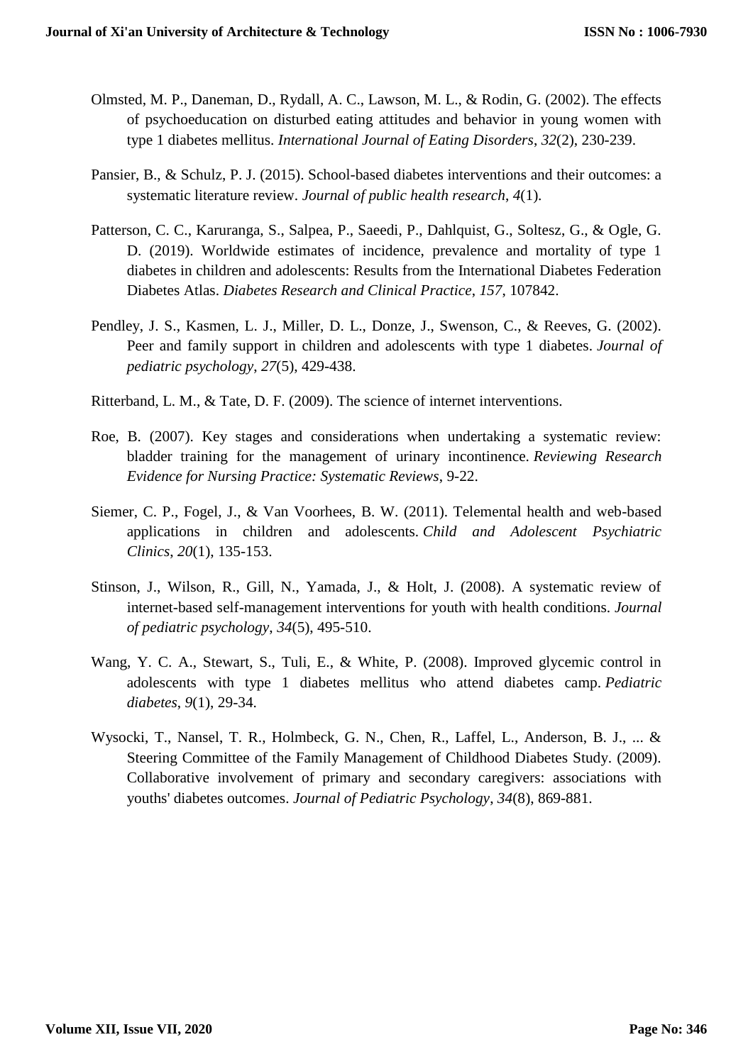Olmsted, M. P., Daneman, D., Rydall, A. C., Lawson, M. L., & Rodin, G. (2002). The effects of psychoeducation on disturbed eating attitudes and behavior in young women with type 1 diabetes mellitus. *International Journal of Eating Disorders*, *32*(2), 230-239.

Pansier, B., & Schulz, P. J. (2015). School-based diabetes interventions and their outcomes: a systematic literature review. *Journal of public health research*, *4*(1).

Patterson, C. C., Karuranga, S., Salpea, P., Saeedi, P., Dahlquist, G., Soltesz, G., & Ogle, G. D. (2019). Worldwide estimates of incidence, prevalence and mortality of type 1 diabetes in children and adolescents: Results from the International Diabetes Federation Diabetes Atlas. *Diabetes Research and Clinical Practice*, *157*, 107842.

Pendley, J. S., Kasmen, L. J., Miller, D. L., Donze, J., Swenson, C., & Reeves, G. (2002). Peer and family support in children and adolescents with type 1 diabetes. *Journal of pediatric psychology*, *27*(5), 429-438.

Ritterband, L. M., & Tate, D. F. (2009). The science of internet interventions.

Roe, B. (2007). Key stages and considerations when undertaking a systematic review: bladder training for the management of urinary incontinence. *Reviewing Research Evidence for Nursing Practice: Systematic Reviews*, 9-22.

Siemer, C. P., Fogel, J., & Van Voorhees, B. W. (2011). Telemental health and web-based applications in children and adolescents. *Child and Adolescent Psychiatric Clinics*, *20*(1), 135-153.

Stinson, J., Wilson, R., Gill, N., Yamada, J., & Holt, J. (2008). A systematic review of internet-based self-management interventions for youth with health conditions. *Journal of pediatric psychology*, *34*(5), 495-510.

Wang, Y. C. A., Stewart, S., Tuli, E., & White, P. (2008). Improved glycemic control in adolescents with type 1 diabetes mellitus who attend diabetes camp. *Pediatric diabetes*, *9*(1), 29-34.

Wysocki, T., Nansel, T. R., Holmbeck, G. N., Chen, R., Laffel, L., Anderson, B. J., ... & Steering Committee of the Family Management of Childhood Diabetes Study. (2009). Collaborative involvement of primary and secondary caregivers: associations with youths' diabetes outcomes. *Journal of Pediatric Psychology*, *34*(8), 869-881.